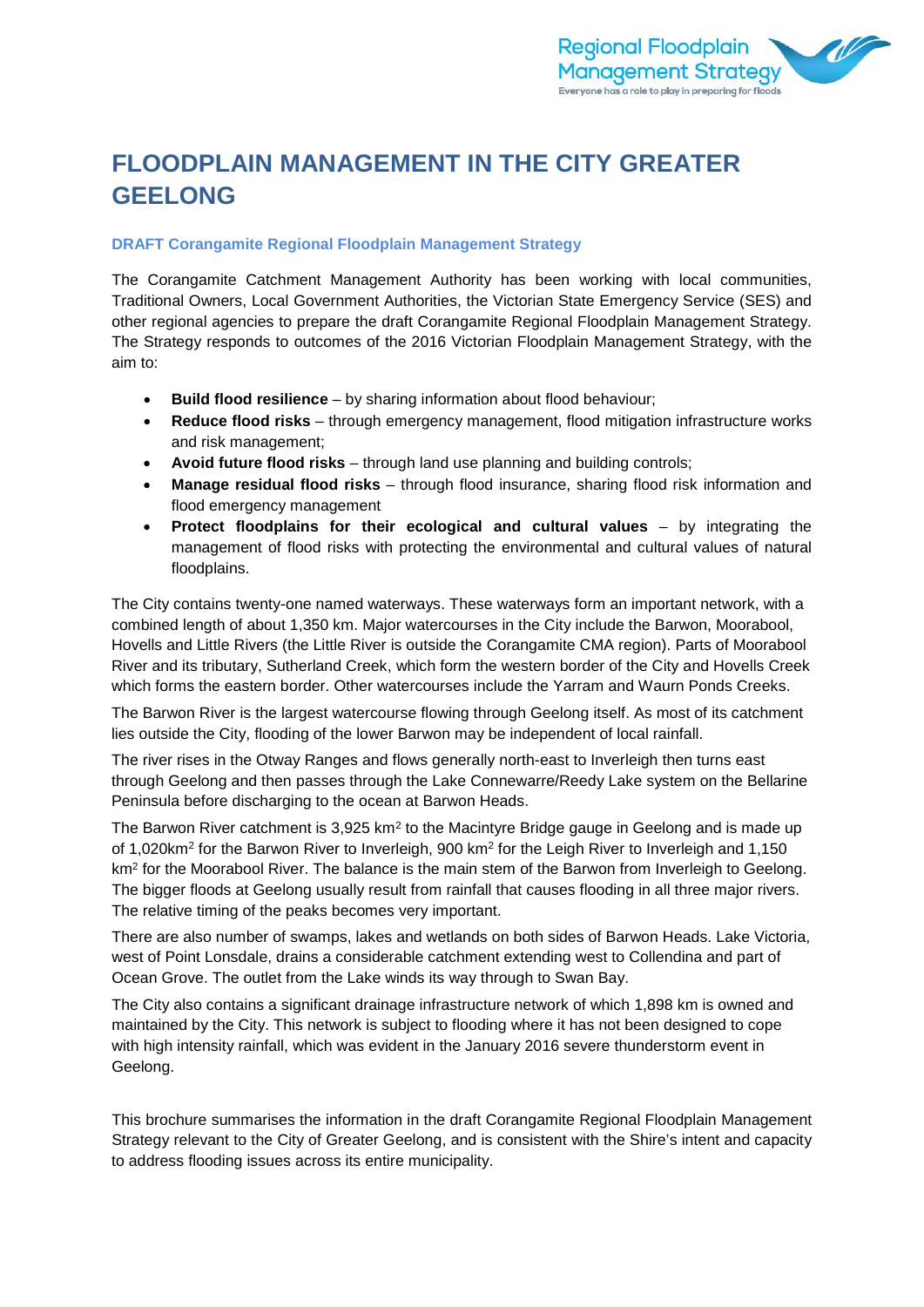# FLOODPLAIN MANAGEMENT IN THE CITY GREATER GEELONG

### DRAFT Corangamite Regional Floodplain Management Strategy

The Corangamite Catchment Management Authority has been working with local communities, Traditional Owners, Local Government Authorities, the Victorian State Emergency Service (SES) and other regional agencies to prepare the draft Corangamite Regional Floodplain Management Strategy. The Strategy responds to outcomes of the 2016 Victorian Floodplain Management Strategy, with the aim to:

- **Build flood resilience** – by sharing information about flood behaviour;
- **Reduce flood risks** – through emergency management, flood mitigation infrastructure works and risk management;
- **Avoid future flood risks** – through land use planning and building controls;
- **Manage residual flood risks** – through flood insurance, sharing flood risk information and flood emergency management
- **Protect floodplains for their ecological and cultural values** – by integrating the management of flood risks with protecting the environmental and cultural values of natural floodplains.

The City contains twenty-one named waterways. These waterways form an important network, with a combined length of about 1,350 km. Major watercourses in the City include the Barwon, Moorabool, Hovells and Little Rivers (the Little River is outside the Corangamite CMA region). Parts of Moorabool River and its tributary, Sutherland Creek, which form the western border of the City and Hovells Creek which forms the eastern border. Other watercourses include the Yarram and Waurn Ponds Creeks.

The Barwon River is the largest watercourse flowing through Geelong itself. As most of its catchment lies outside the City, flooding of the lower Barwon may be independent of local rainfall.

The river rises in the Otway Ranges and flows generally north-east to Inverleigh then turns east through Geelong and then passes through the Lake Connewarre/Reedy Lake system on the Bellarine Peninsula before discharging to the ocean at Barwon Heads.

The Barwon River catchment is 3,925 km$^2$ to the Macintyre Bridge gauge in Geelong and is made up of 1,020km$^2$ for the Barwon River to Inverleigh, 900 km$^2$ for the Leigh River to Inverleigh and 1,150 km$^2$ for the Moorabool River. The balance is the main stem of the Barwon from Inverleigh to Geelong. The bigger floods at Geelong usually result from rainfall that causes flooding in all three major rivers. The relative timing of the peaks becomes very important.

There are also number of swamps, lakes and wetlands on both sides of Barwon Heads. Lake Victoria, west of Point Lonsdale, drains a considerable catchment extending west to Collendina and part of Ocean Grove. The outlet from the Lake winds its way through to Swan Bay.

The City also contains a significant drainage infrastructure network of which 1,898 km is owned and maintained by the City. This network is subject to flooding where it has not been designed to cope with high intensity rainfall, which was evident in the January 2016 severe thunderstorm event in Geelong.

This brochure summarises the information in the draft Corangamite Regional Floodplain Management Strategy relevant to the City of Greater Geelong, and is consistent with the Shire's intent and capacity to address flooding issues across its entire municipality.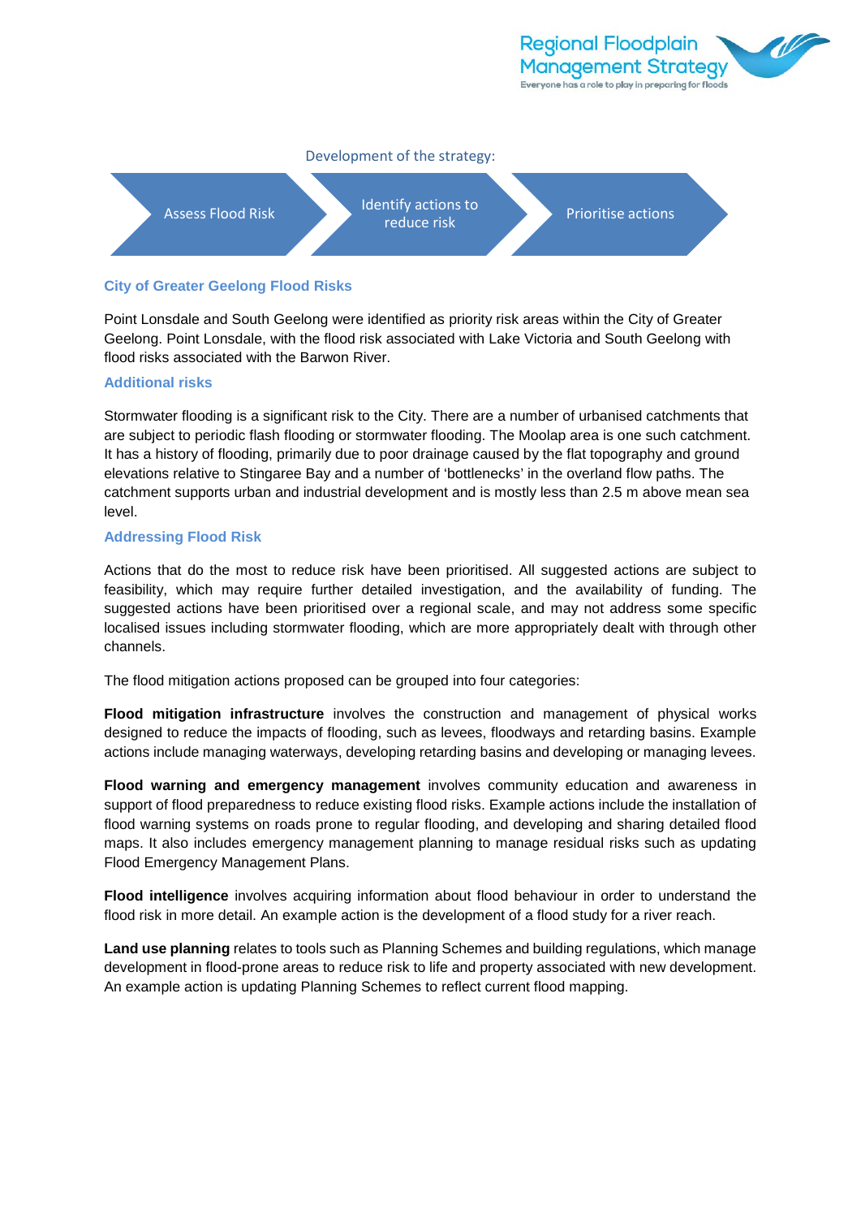Development of the strategy:

Assess Flood Risk → Identify actions to reduce risk → Prioritise actions

## City of Greater Geelong Flood Risks

Point Lonsdale and South Geelong were identified as priority risk areas within the City of Greater Geelong. Point Lonsdale, with the flood risk associated with Lake Victoria and South Geelong with flood risks associated with the Barwon River.

### Additional risks

Stormwater flooding is a significant risk to the City. There are a number of urbanised catchments that are subject to periodic flash flooding or stormwater flooding. The Moolap area is one such catchment. It has a history of flooding, primarily due to poor drainage caused by the flat topography and ground elevations relative to Stingaree Bay and a number of 'bottlenecks' in the overland flow paths. The catchment supports urban and industrial development and is mostly less than 2.5 m above mean sea level.

## Addressing Flood Risk

Actions that do the most to reduce risk have been prioritised. All suggested actions are subject to feasibility, which may require further detailed investigation, and the availability of funding. The suggested actions have been prioritised over a regional scale, and may not address some specific localised issues including stormwater flooding, which are more appropriately dealt with through other channels.

The flood mitigation actions proposed can be grouped into four categories:

**Flood mitigation infrastructure** involves the construction and management of physical works designed to reduce the impacts of flooding, such as levees, floodways and retarding basins. Example actions include managing waterways, developing retarding basins and developing or managing levees.

**Flood warning and emergency management** involves community education and awareness in support of flood preparedness to reduce existing flood risks. Example actions include the installation of flood warning systems on roads prone to regular flooding, and developing and sharing detailed flood maps. It also includes emergency management planning to manage residual risks such as updating Flood Emergency Management Plans.

**Flood intelligence** involves acquiring information about flood behaviour in order to understand the flood risk in more detail. An example action is the development of a flood study for a river reach.

**Land use planning** relates to tools such as Planning Schemes and building regulations, which manage development in flood-prone areas to reduce risk to life and property associated with new development. An example action is updating Planning Schemes to reflect current flood mapping.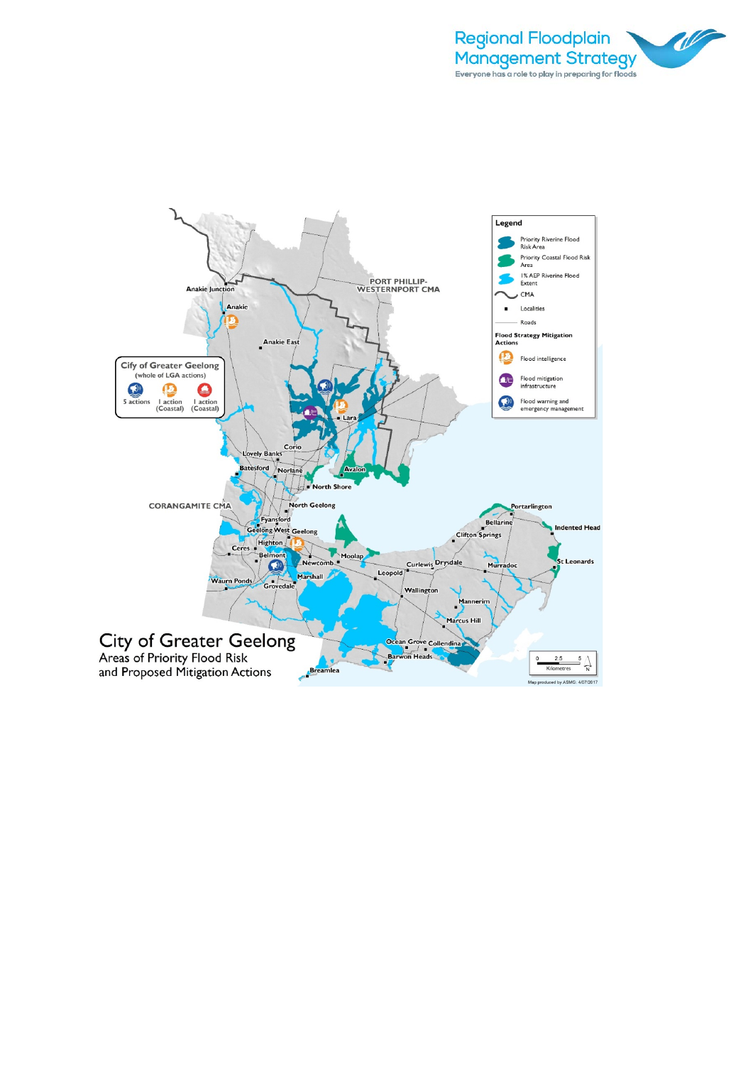Regional Floodplain Management Strategy

Everyone has a role to play in preparing for floods

Legend

Priority Riverine Flood Risk Area

Priority Coastal Flood Risk Area

1% AEP Riverine Flood Extent

CMA

Localities

Roads

Flood Strategy Mitigation Actions

Flood intelligence

Flood mitigation infrastructure

Flood warning and emergency management

City of Greater Geelong (whole of LGA actions)

5 actions

1 action (Coastal)

1 action (Coastal)

PORT PHILLIP-WESTERNPORT CMA

CORANGAMITE CMA

Anakie Junction

Anakie

Anakie East

Lara

Corio

Lovely Banks

Batesford

Norlane

Avalon

North Shore

North Geelong

Fyansford

Geelong West

Geelong

Highton

Ceres

Belmont

Newcomb

Moolap

Waurn Ponds

Marshall

Grovedale

Leopold

Curlewis

Drysdale

Clifton Springs

Bellarine

Portarlington

Indented Head

St Leonards

Murradoc

Wallington

Mannerim

Marcus Hill

Ocean Grove

Collendina

Barwon Heads

Breamlea

0 2.5 5

Kilometres

N

Map produced by ASMG: 4/07/2017

# City of Greater Geelong

Areas of Priority Flood Risk and Proposed Mitigation Actions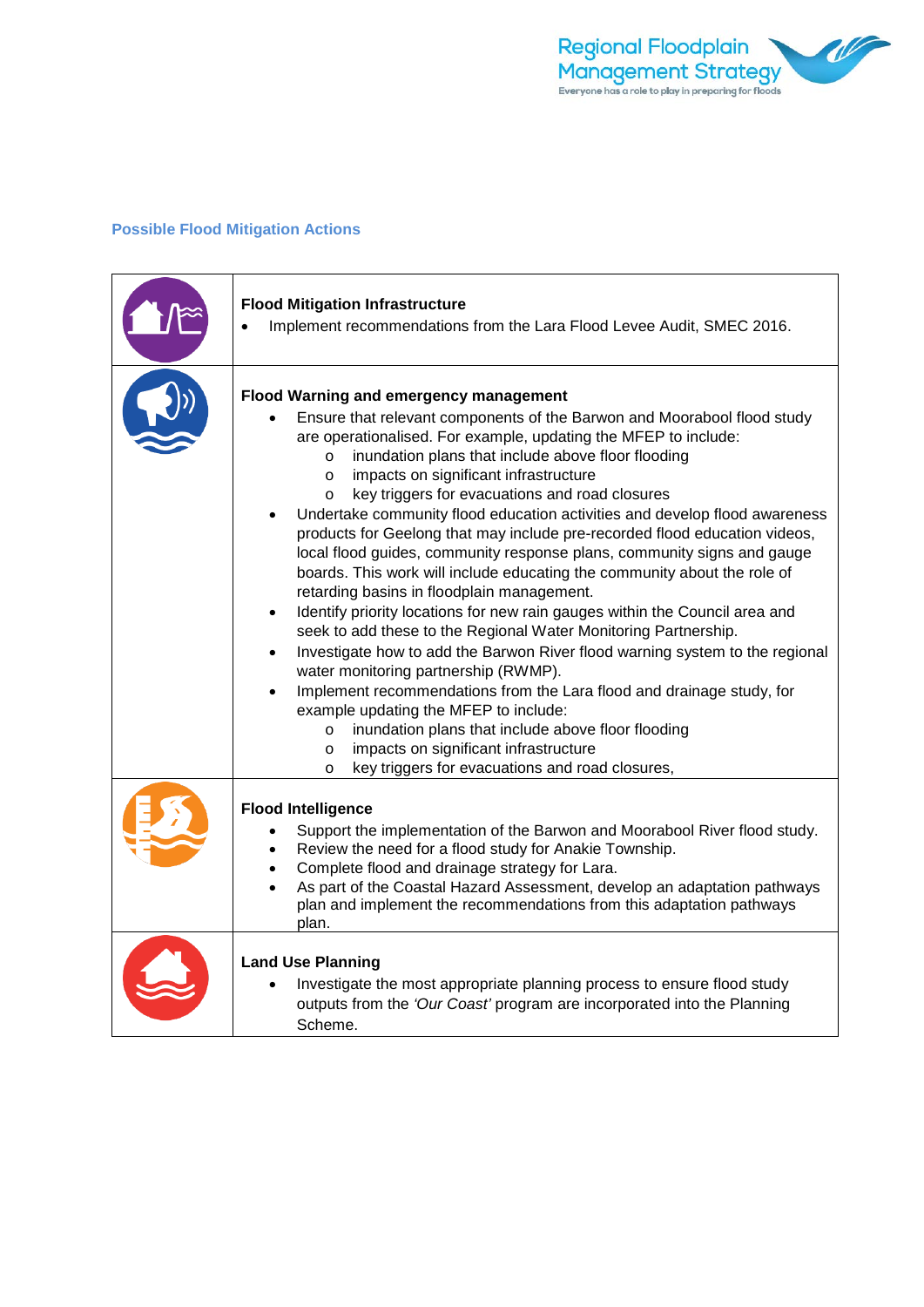## Possible Flood Mitigation Actions

| | |
|---|---|
| | **Flood Mitigation Infrastructure**<br>• Implement recommendations from the Lara Flood Levee Audit, SMEC 2016. |
| | **Flood Warning and emergency management**<br>• Ensure that relevant components of the Barwon and Moorabool flood study are operationalised. For example, updating the MFEP to include:<br>  o inundation plans that include above floor flooding<br>  o impacts on significant infrastructure<br>  o key triggers for evacuations and road closures<br>• Undertake community flood education activities and develop flood awareness products for Geelong that may include pre-recorded flood education videos, local flood guides, community response plans, community signs and gauge boards. This work will include educating the community about the role of retarding basins in floodplain management.<br>• Identify priority locations for new rain gauges within the Council area and seek to add these to the Regional Water Monitoring Partnership.<br>• Investigate how to add the Barwon River flood warning system to the regional water monitoring partnership (RWMP).<br>• Implement recommendations from the Lara flood and drainage study, for example updating the MFEP to include:<br>  o inundation plans that include above floor flooding<br>  o impacts on significant infrastructure<br>  o key triggers for evacuations and road closures, |
| | **Flood Intelligence**<br>• Support the implementation of the Barwon and Moorabool River flood study.<br>• Review the need for a flood study for Anakie Township.<br>• Complete flood and drainage strategy for Lara.<br>• As part of the Coastal Hazard Assessment, develop an adaptation pathways plan and implement the recommendations from this adaptation pathways plan. |
| | **Land Use Planning**<br>• Investigate the most appropriate planning process to ensure flood study outputs from the *'Our Coast'* program are incorporated into the Planning Scheme. |